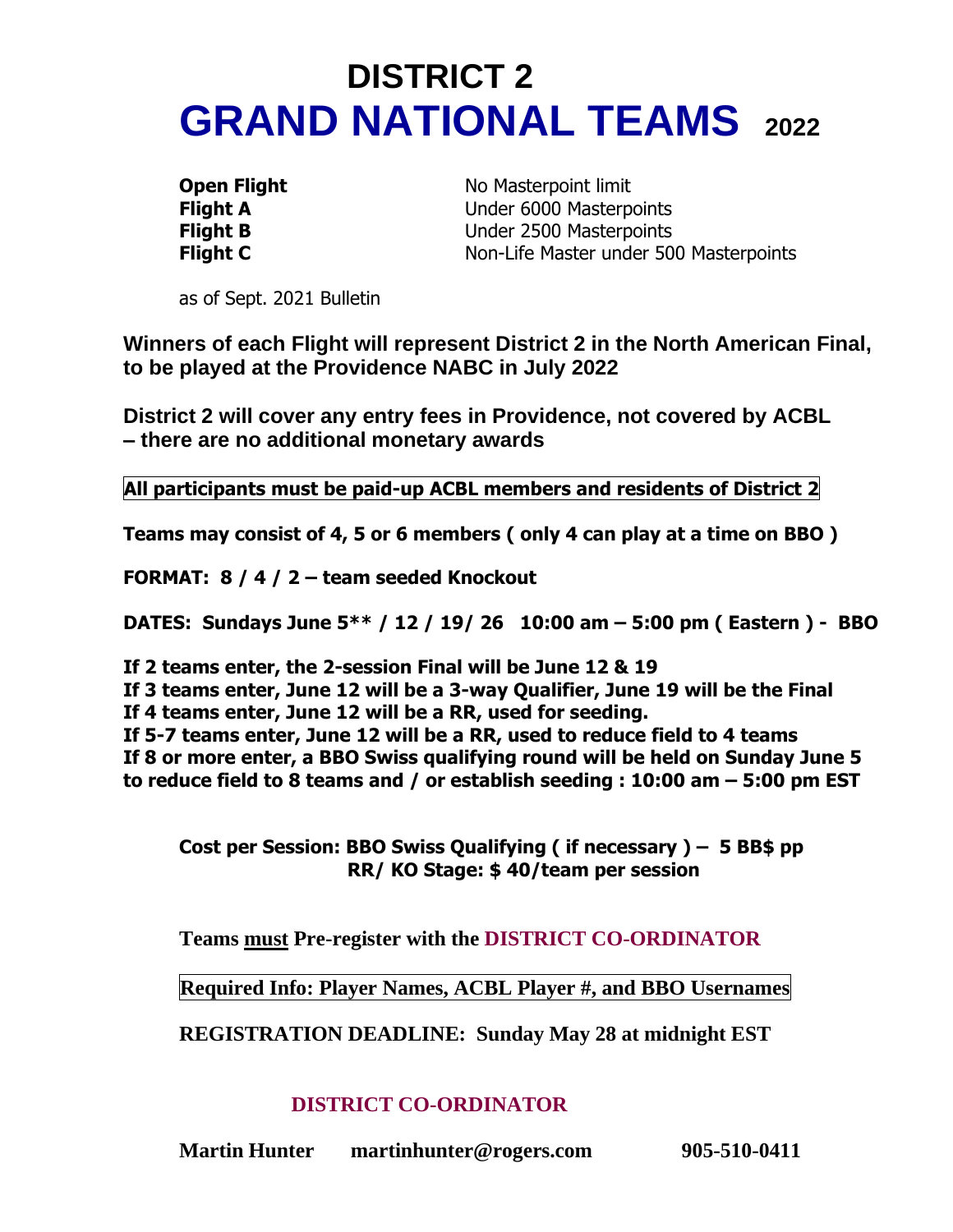# DISTRICT 2
# GRAND NATIONAL TEAMS 2022

| | |
|---|---|
| **Open Flight** | No Masterpoint limit |
| **Flight A** | Under 6000 Masterpoints |
| **Flight B** | Under 2500 Masterpoints |
| **Flight C** | Non-Life Master under 500 Masterpoints |

as of Sept. 2021 Bulletin

**Winners of each Flight will represent District 2 in the North American Final, to be played at the Providence NABC in July 2022**

**District 2 will cover any entry fees in Providence, not covered by ACBL – there are no additional monetary awards**

**All participants must be paid-up ACBL members and residents of District 2**

**Teams may consist of 4, 5 or 6 members ( only 4 can play at a time on BBO )**

**FORMAT: 8 / 4 / 2 – team seeded Knockout**

**DATES: Sundays June 5** / 12 / 19/ 26 10:00 am – 5:00 pm ( Eastern ) - BBO**

**If 2 teams enter, the 2-session Final will be June 12 & 19**
**If 3 teams enter, June 12 will be a 3-way Qualifier, June 19 will be the Final**
**If 4 teams enter, June 12 will be a RR, used for seeding.**
**If 5-7 teams enter, June 12 will be a RR, used to reduce field to 4 teams**
**If 8 or more enter, a BBO Swiss qualifying round will be held on Sunday June 5 to reduce field to 8 teams and / or establish seeding : 10:00 am – 5:00 pm EST**

**Cost per Session: BBO Swiss Qualifying ( if necessary ) – 5 BB$ pp**
**RR/ KO Stage: $ 40/team per session**

**Teams must Pre-register with the DISTRICT CO-ORDINATOR**

**Required Info: Player Names, ACBL Player #, and BBO Usernames**

**REGISTRATION DEADLINE: Sunday May 28 at midnight EST**

**DISTRICT CO-ORDINATOR**

**Martin Hunter martinhunter@rogers.com 905-510-0411**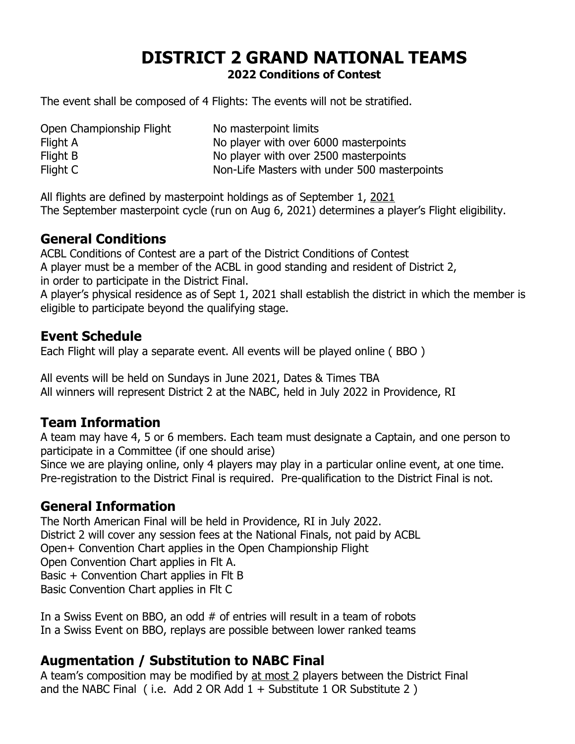# DISTRICT 2 GRAND NATIONAL TEAMS

**2022 Conditions of Contest**

The event shall be composed of 4 Flights: The events will not be stratified.

| | |
|---|---|
| Open Championship Flight | No masterpoint limits |
| Flight A | No player with over 6000 masterpoints |
| Flight B | No player with over 2500 masterpoints |
| Flight C | Non-Life Masters with under 500 masterpoints |

All flights are defined by masterpoint holdings as of September 1, 2021
The September masterpoint cycle (run on Aug 6, 2021) determines a player's Flight eligibility.

## General Conditions

ACBL Conditions of Contest are a part of the District Conditions of Contest
A player must be a member of the ACBL in good standing and resident of District 2, in order to participate in the District Final.
A player's physical residence as of Sept 1, 2021 shall establish the district in which the member is eligible to participate beyond the qualifying stage.

## Event Schedule

Each Flight will play a separate event. All events will be played online ( BBO )

All events will be held on Sundays in June 2021, Dates & Times TBA
All winners will represent District 2 at the NABC, held in July 2022 in Providence, RI

## Team Information

A team may have 4, 5 or 6 members. Each team must designate a Captain, and one person to participate in a Committee (if one should arise)
Since we are playing online, only 4 players may play in a particular online event, at one time.
Pre-registration to the District Final is required. Pre-qualification to the District Final is not.

## General Information

The North American Final will be held in Providence, RI in July 2022.
District 2 will cover any session fees at the National Finals, not paid by ACBL
Open+ Convention Chart applies in the Open Championship Flight
Open Convention Chart applies in Flt A.
Basic + Convention Chart applies in Flt B
Basic Convention Chart applies in Flt C

In a Swiss Event on BBO, an odd # of entries will result in a team of robots
In a Swiss Event on BBO, replays are possible between lower ranked teams

## Augmentation / Substitution to NABC Final

A team's composition may be modified by at most 2 players between the District Final and the NABC Final ( i.e. Add 2 OR Add 1 + Substitute 1 OR Substitute 2 )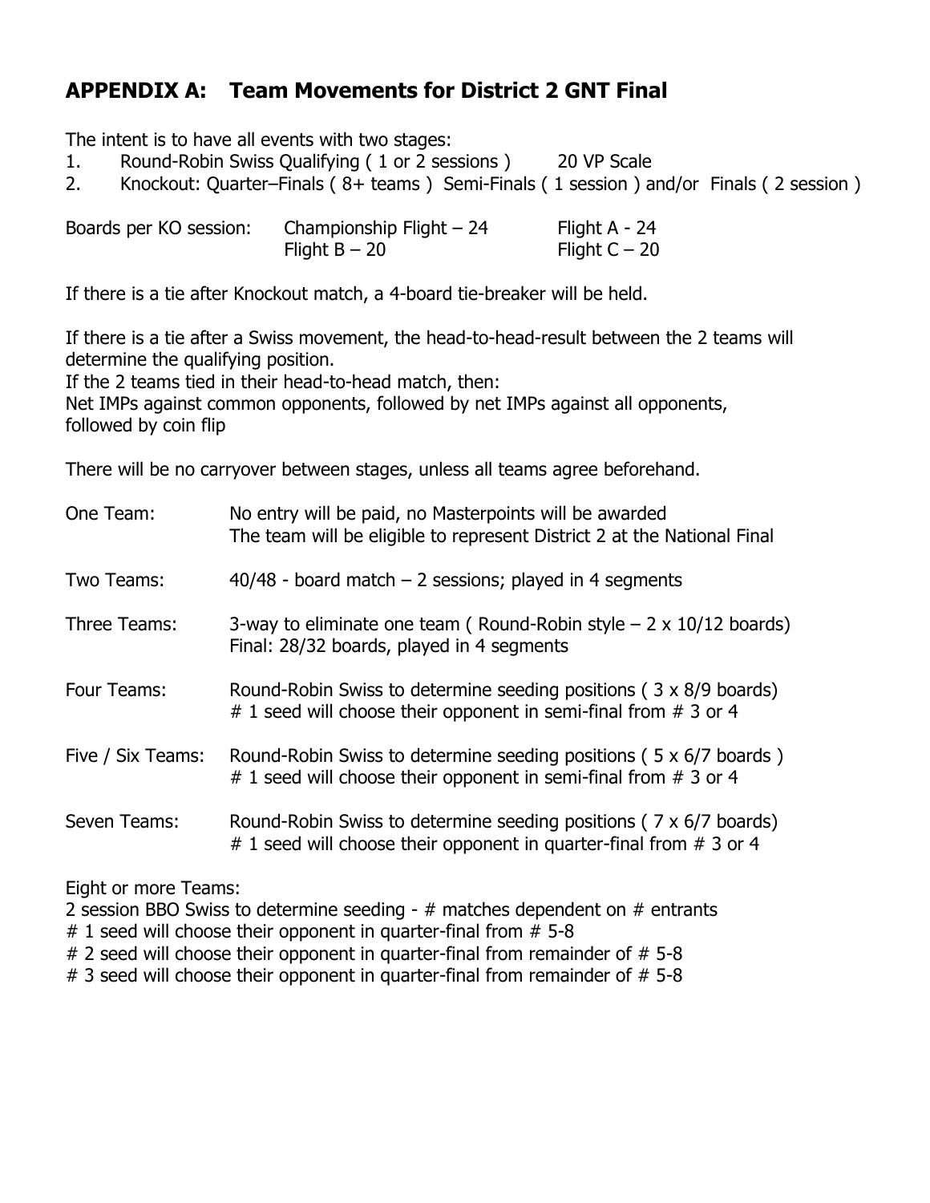## APPENDIX A: Team Movements for District 2 GNT Final

The intent is to have all events with two stages:

1. Round-Robin Swiss Qualifying ( 1 or 2 sessions )  20 VP Scale
2. Knockout: Quarter–Finals ( 8+ teams ) Semi-Finals ( 1 session ) and/or Finals ( 2 session )

| | | |
|---|---|---|
| Boards per KO session: | Championship Flight – 24 | Flight A - 24 |
| | Flight B – 20 | Flight C – 20 |

If there is a tie after Knockout match, a 4-board tie-breaker will be held.

If there is a tie after a Swiss movement, the head-to-head-result between the 2 teams will determine the qualifying position.
If the 2 teams tied in their head-to-head match, then:
Net IMPs against common opponents, followed by net IMPs against all opponents, followed by coin flip

There will be no carryover between stages, unless all teams agree beforehand.

| | |
|---|---|
| One Team: | No entry will be paid, no Masterpoints will be awarded<br>The team will be eligible to represent District 2 at the National Final |
| Two Teams: | 40/48 - board match – 2 sessions; played in 4 segments |
| Three Teams: | 3-way to eliminate one team ( Round-Robin style – 2 x 10/12 boards)<br>Final: 28/32 boards, played in 4 segments |
| Four Teams: | Round-Robin Swiss to determine seeding positions ( 3 x 8/9 boards)<br># 1 seed will choose their opponent in semi-final from # 3 or 4 |
| Five / Six Teams: | Round-Robin Swiss to determine seeding positions ( 5 x 6/7 boards )<br># 1 seed will choose their opponent in semi-final from # 3 or 4 |
| Seven Teams: | Round-Robin Swiss to determine seeding positions ( 7 x 6/7 boards)<br># 1 seed will choose their opponent in quarter-final from # 3 or 4 |

Eight or more Teams:
2 session BBO Swiss to determine seeding - # matches dependent on # entrants
# 1 seed will choose their opponent in quarter-final from # 5-8
# 2 seed will choose their opponent in quarter-final from remainder of # 5-8
# 3 seed will choose their opponent in quarter-final from remainder of # 5-8